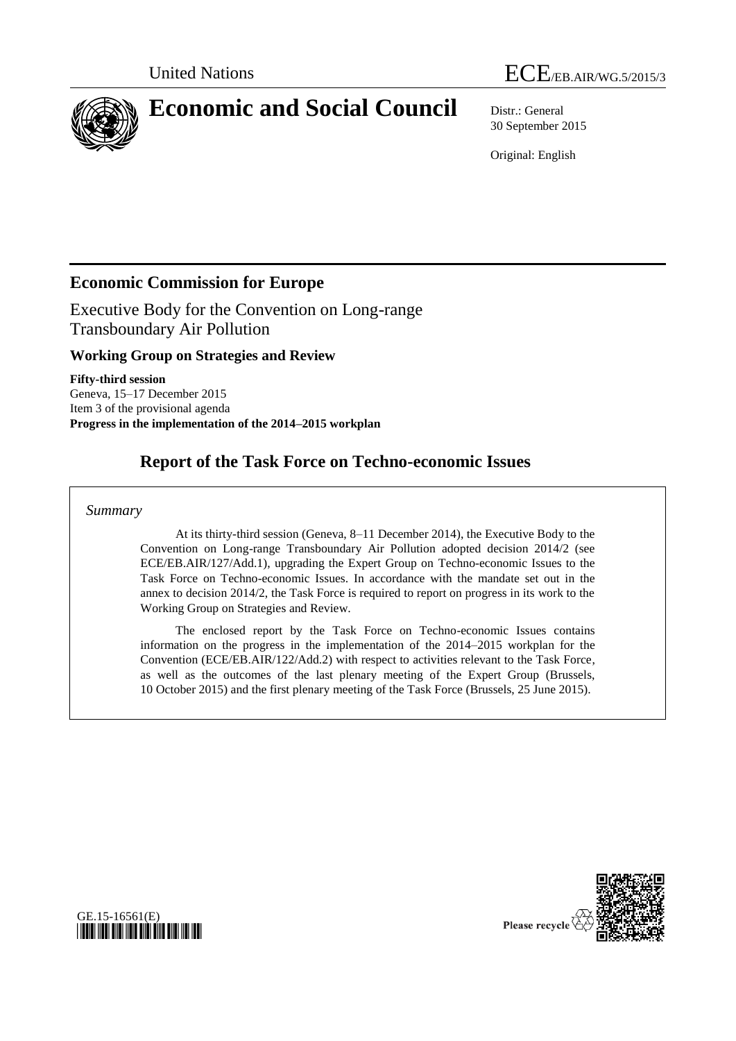United Nations

ECE/EB.AIR/WG.5/2015/3

# Economic and Social Council

Distr.: General
30 September 2015

Original: English

## Economic Commission for Europe

Executive Body for the Convention on Long-range Transboundary Air Pollution

### Working Group on Strategies and Review

**Fifty-third session**
Geneva, 15–17 December 2015
Item 3 of the provisional agenda
**Progress in the implementation of the 2014–2015 workplan**

## Report of the Task Force on Techno-economic Issues

*Summary*

At its thirty-third session (Geneva, 8–11 December 2014), the Executive Body to the Convention on Long-range Transboundary Air Pollution adopted decision 2014/2 (see ECE/EB.AIR/127/Add.1), upgrading the Expert Group on Techno-economic Issues to the Task Force on Techno-economic Issues. In accordance with the mandate set out in the annex to decision 2014/2, the Task Force is required to report on progress in its work to the Working Group on Strategies and Review.

The enclosed report by the Task Force on Techno-economic Issues contains information on the progress in the implementation of the 2014–2015 workplan for the Convention (ECE/EB.AIR/122/Add.2) with respect to activities relevant to the Task Force, as well as the outcomes of the last plenary meeting of the Expert Group (Brussels, 10 October 2015) and the first plenary meeting of the Task Force (Brussels, 25 June 2015).

GE.15-16561(E)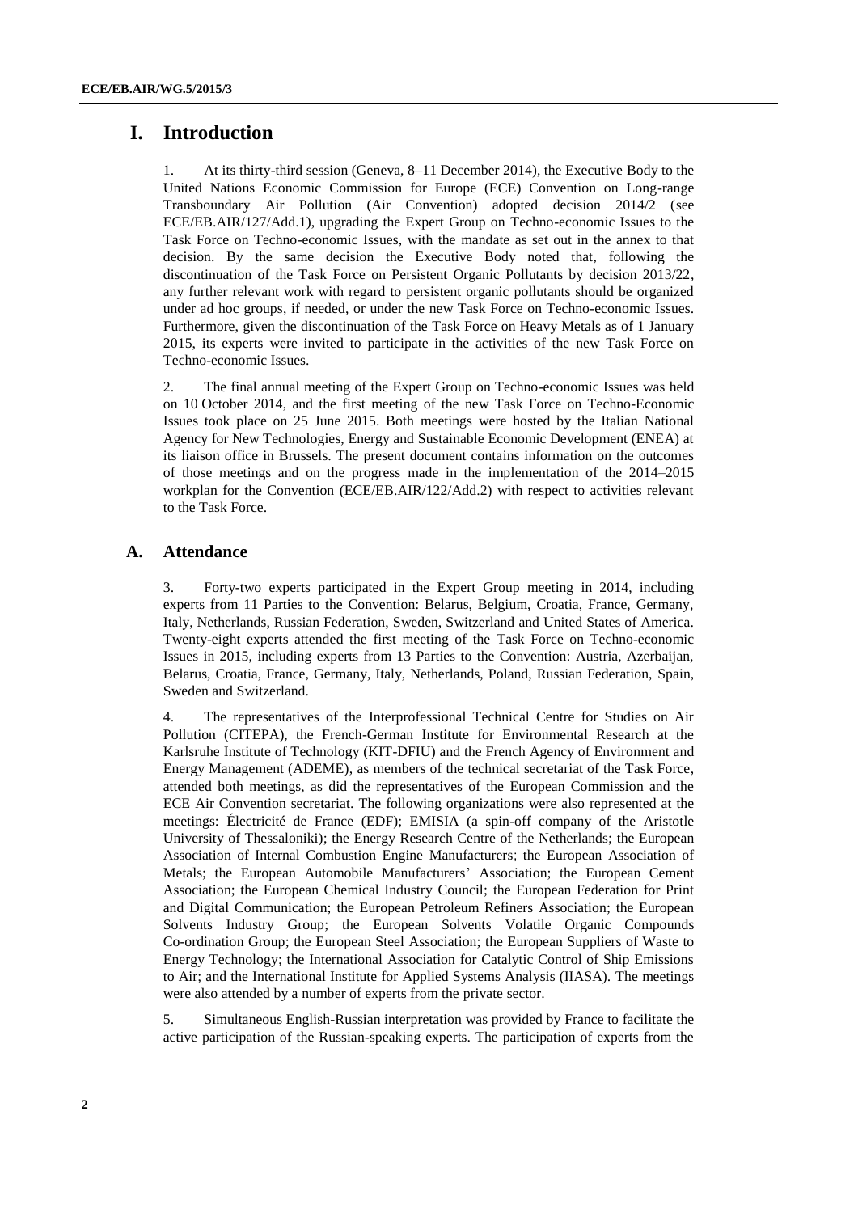# I. Introduction

1. At its thirty-third session (Geneva, 8–11 December 2014), the Executive Body to the United Nations Economic Commission for Europe (ECE) Convention on Long-range Transboundary Air Pollution (Air Convention) adopted decision 2014/2 (see ECE/EB.AIR/127/Add.1), upgrading the Expert Group on Techno-economic Issues to the Task Force on Techno-economic Issues, with the mandate as set out in the annex to that decision. By the same decision the Executive Body noted that, following the discontinuation of the Task Force on Persistent Organic Pollutants by decision 2013/22, any further relevant work with regard to persistent organic pollutants should be organized under ad hoc groups, if needed, or under the new Task Force on Techno-economic Issues. Furthermore, given the discontinuation of the Task Force on Heavy Metals as of 1 January 2015, its experts were invited to participate in the activities of the new Task Force on Techno-economic Issues.

2. The final annual meeting of the Expert Group on Techno-economic Issues was held on 10 October 2014, and the first meeting of the new Task Force on Techno-Economic Issues took place on 25 June 2015. Both meetings were hosted by the Italian National Agency for New Technologies, Energy and Sustainable Economic Development (ENEA) at its liaison office in Brussels. The present document contains information on the outcomes of those meetings and on the progress made in the implementation of the 2014–2015 workplan for the Convention (ECE/EB.AIR/122/Add.2) with respect to activities relevant to the Task Force.

## A. Attendance

3. Forty-two experts participated in the Expert Group meeting in 2014, including experts from 11 Parties to the Convention: Belarus, Belgium, Croatia, France, Germany, Italy, Netherlands, Russian Federation, Sweden, Switzerland and United States of America. Twenty-eight experts attended the first meeting of the Task Force on Techno-economic Issues in 2015, including experts from 13 Parties to the Convention: Austria, Azerbaijan, Belarus, Croatia, France, Germany, Italy, Netherlands, Poland, Russian Federation, Spain, Sweden and Switzerland.

4. The representatives of the Interprofessional Technical Centre for Studies on Air Pollution (CITEPA), the French-German Institute for Environmental Research at the Karlsruhe Institute of Technology (KIT-DFIU) and the French Agency of Environment and Energy Management (ADEME), as members of the technical secretariat of the Task Force, attended both meetings, as did the representatives of the European Commission and the ECE Air Convention secretariat. The following organizations were also represented at the meetings: Électricité de France (EDF); EMISIA (a spin-off company of the Aristotle University of Thessaloniki); the Energy Research Centre of the Netherlands; the European Association of Internal Combustion Engine Manufacturers; the European Association of Metals; the European Automobile Manufacturers' Association; the European Cement Association; the European Chemical Industry Council; the European Federation for Print and Digital Communication; the European Petroleum Refiners Association; the European Solvents Industry Group; the European Solvents Volatile Organic Compounds Co-ordination Group; the European Steel Association; the European Suppliers of Waste to Energy Technology; the International Association for Catalytic Control of Ship Emissions to Air; and the International Institute for Applied Systems Analysis (IIASA). The meetings were also attended by a number of experts from the private sector.

5. Simultaneous English-Russian interpretation was provided by France to facilitate the active participation of the Russian-speaking experts. The participation of experts from the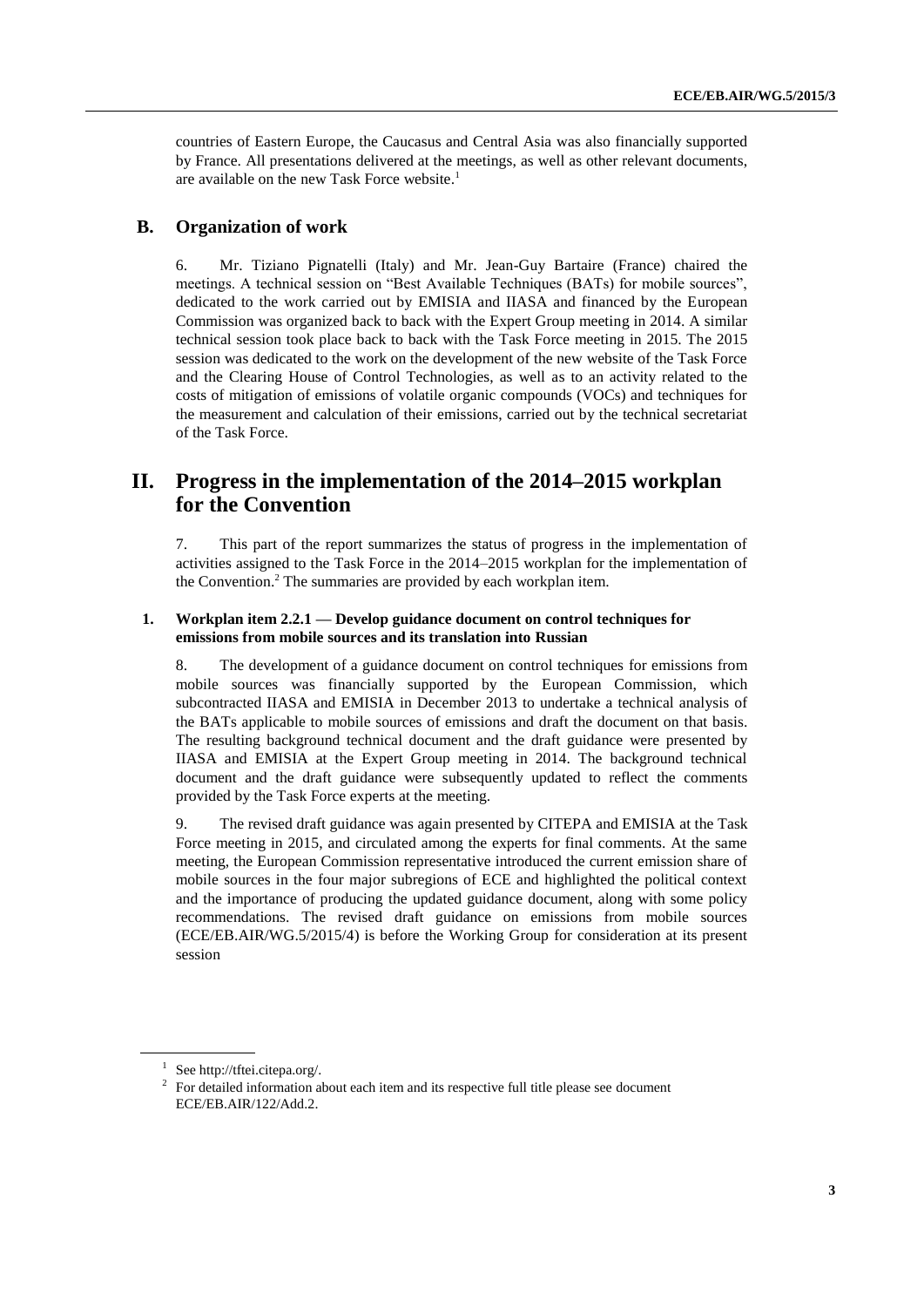countries of Eastern Europe, the Caucasus and Central Asia was also financially supported by France. All presentations delivered at the meetings, as well as other relevant documents, are available on the new Task Force website.[1]

## B. Organization of work

6. Mr. Tiziano Pignatelli (Italy) and Mr. Jean-Guy Bartaire (France) chaired the meetings. A technical session on "Best Available Techniques (BATs) for mobile sources", dedicated to the work carried out by EMISIA and IIASA and financed by the European Commission was organized back to back with the Expert Group meeting in 2014. A similar technical session took place back to back with the Task Force meeting in 2015. The 2015 session was dedicated to the work on the development of the new website of the Task Force and the Clearing House of Control Technologies, as well as to an activity related to the costs of mitigation of emissions of volatile organic compounds (VOCs) and techniques for the measurement and calculation of their emissions, carried out by the technical secretariat of the Task Force.

# II. Progress in the implementation of the 2014–2015 workplan for the Convention

7. This part of the report summarizes the status of progress in the implementation of activities assigned to the Task Force in the 2014–2015 workplan for the implementation of the Convention.[2] The summaries are provided by each workplan item.

### 1. Workplan item 2.2.1 — Develop guidance document on control techniques for emissions from mobile sources and its translation into Russian

8. The development of a guidance document on control techniques for emissions from mobile sources was financially supported by the European Commission, which subcontracted IIASA and EMISIA in December 2013 to undertake a technical analysis of the BATs applicable to mobile sources of emissions and draft the document on that basis. The resulting background technical document and the draft guidance were presented by IIASA and EMISIA at the Expert Group meeting in 2014. The background technical document and the draft guidance were subsequently updated to reflect the comments provided by the Task Force experts at the meeting.

9. The revised draft guidance was again presented by CITEPA and EMISIA at the Task Force meeting in 2015, and circulated among the experts for final comments. At the same meeting, the European Commission representative introduced the current emission share of mobile sources in the four major subregions of ECE and highlighted the political context and the importance of producing the updated guidance document, along with some policy recommendations. The revised draft guidance on emissions from mobile sources (ECE/EB.AIR/WG.5/2015/4) is before the Working Group for consideration at its present session

---

[1] See http://tftei.citepa.org/.

[2] For detailed information about each item and its respective full title please see document ECE/EB.AIR/122/Add.2.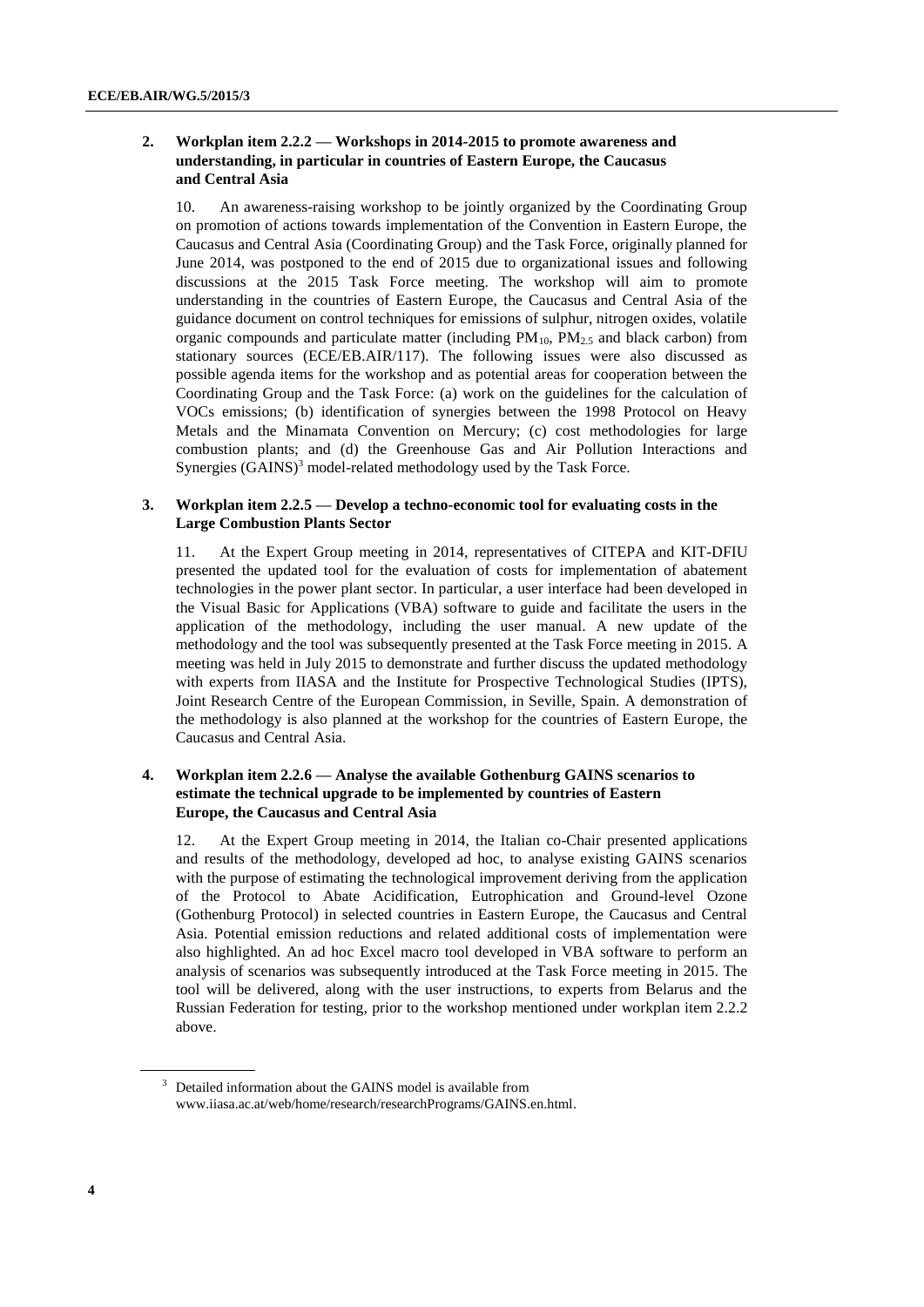### 2. Workplan item 2.2.2 — Workshops in 2014-2015 to promote awareness and understanding, in particular in countries of Eastern Europe, the Caucasus and Central Asia

10. An awareness-raising workshop to be jointly organized by the Coordinating Group on promotion of actions towards implementation of the Convention in Eastern Europe, the Caucasus and Central Asia (Coordinating Group) and the Task Force, originally planned for June 2014, was postponed to the end of 2015 due to organizational issues and following discussions at the 2015 Task Force meeting. The workshop will aim to promote understanding in the countries of Eastern Europe, the Caucasus and Central Asia of the guidance document on control techniques for emissions of sulphur, nitrogen oxides, volatile organic compounds and particulate matter (including $PM_{10}$, $PM_{2.5}$ and black carbon) from stationary sources (ECE/EB.AIR/117). The following issues were also discussed as possible agenda items for the workshop and as potential areas for cooperation between the Coordinating Group and the Task Force: (a) work on the guidelines for the calculation of VOCs emissions; (b) identification of synergies between the 1998 Protocol on Heavy Metals and the Minamata Convention on Mercury; (c) cost methodologies for large combustion plants; and (d) the Greenhouse Gas and Air Pollution Interactions and Synergies (GAINS)[3] model-related methodology used by the Task Force.

### 3. Workplan item 2.2.5 — Develop a techno-economic tool for evaluating costs in the Large Combustion Plants Sector

11. At the Expert Group meeting in 2014, representatives of CITEPA and KIT-DFIU presented the updated tool for the evaluation of costs for implementation of abatement technologies in the power plant sector. In particular, a user interface had been developed in the Visual Basic for Applications (VBA) software to guide and facilitate the users in the application of the methodology, including the user manual. A new update of the methodology and the tool was subsequently presented at the Task Force meeting in 2015. A meeting was held in July 2015 to demonstrate and further discuss the updated methodology with experts from IIASA and the Institute for Prospective Technological Studies (IPTS), Joint Research Centre of the European Commission, in Seville, Spain. A demonstration of the methodology is also planned at the workshop for the countries of Eastern Europe, the Caucasus and Central Asia.

### 4. Workplan item 2.2.6 — Analyse the available Gothenburg GAINS scenarios to estimate the technical upgrade to be implemented by countries of Eastern Europe, the Caucasus and Central Asia

12. At the Expert Group meeting in 2014, the Italian co-Chair presented applications and results of the methodology, developed ad hoc, to analyse existing GAINS scenarios with the purpose of estimating the technological improvement deriving from the application of the Protocol to Abate Acidification, Eutrophication and Ground-level Ozone (Gothenburg Protocol) in selected countries in Eastern Europe, the Caucasus and Central Asia. Potential emission reductions and related additional costs of implementation were also highlighted. An ad hoc Excel macro tool developed in VBA software to perform an analysis of scenarios was subsequently introduced at the Task Force meeting in 2015. The tool will be delivered, along with the user instructions, to experts from Belarus and the Russian Federation for testing, prior to the workshop mentioned under workplan item 2.2.2 above.

---

[3] Detailed information about the GAINS model is available from www.iiasa.ac.at/web/home/research/researchPrograms/GAINS.en.html.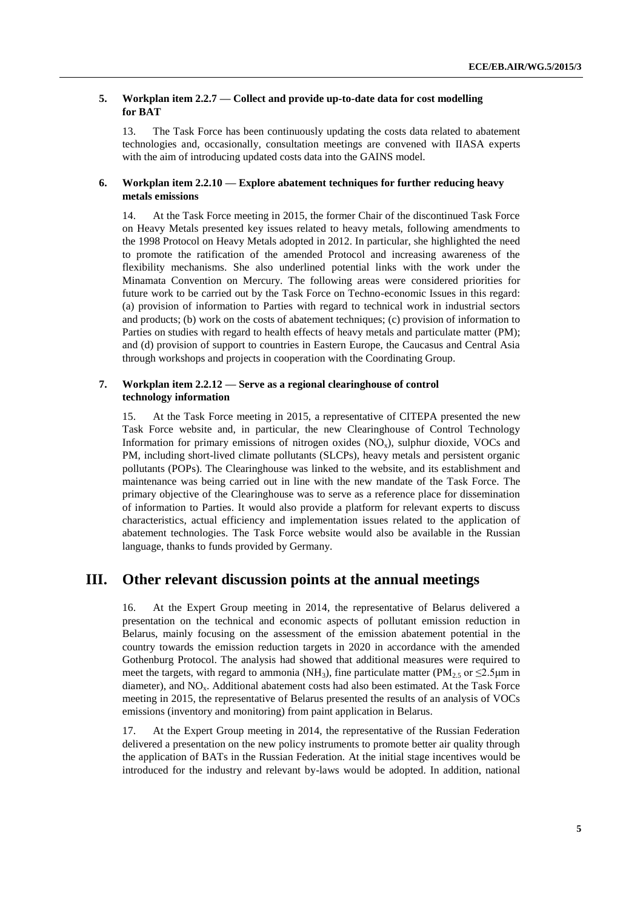### 5. Workplan item 2.2.7 — Collect and provide up-to-date data for cost modelling for BAT

13. The Task Force has been continuously updating the costs data related to abatement technologies and, occasionally, consultation meetings are convened with IIASA experts with the aim of introducing updated costs data into the GAINS model.

### 6. Workplan item 2.2.10 — Explore abatement techniques for further reducing heavy metals emissions

14. At the Task Force meeting in 2015, the former Chair of the discontinued Task Force on Heavy Metals presented key issues related to heavy metals, following amendments to the 1998 Protocol on Heavy Metals adopted in 2012. In particular, she highlighted the need to promote the ratification of the amended Protocol and increasing awareness of the flexibility mechanisms. She also underlined potential links with the work under the Minamata Convention on Mercury. The following areas were considered priorities for future work to be carried out by the Task Force on Techno-economic Issues in this regard: (a) provision of information to Parties with regard to technical work in industrial sectors and products; (b) work on the costs of abatement techniques; (c) provision of information to Parties on studies with regard to health effects of heavy metals and particulate matter (PM); and (d) provision of support to countries in Eastern Europe, the Caucasus and Central Asia through workshops and projects in cooperation with the Coordinating Group.

### 7. Workplan item 2.2.12 — Serve as a regional clearinghouse of control technology information

15. At the Task Force meeting in 2015, a representative of CITEPA presented the new Task Force website and, in particular, the new Clearinghouse of Control Technology Information for primary emissions of nitrogen oxides ($NO_x$), sulphur dioxide, VOCs and PM, including short-lived climate pollutants (SLCPs), heavy metals and persistent organic pollutants (POPs). The Clearinghouse was linked to the website, and its establishment and maintenance was being carried out in line with the new mandate of the Task Force. The primary objective of the Clearinghouse was to serve as a reference place for dissemination of information to Parties. It would also provide a platform for relevant experts to discuss characteristics, actual efficiency and implementation issues related to the application of abatement technologies. The Task Force website would also be available in the Russian language, thanks to funds provided by Germany.

## III. Other relevant discussion points at the annual meetings

16. At the Expert Group meeting in 2014, the representative of Belarus delivered a presentation on the technical and economic aspects of pollutant emission reduction in Belarus, mainly focusing on the assessment of the emission abatement potential in the country towards the emission reduction targets in 2020 in accordance with the amended Gothenburg Protocol. The analysis had showed that additional measures were required to meet the targets, with regard to ammonia ($NH_3$), fine particulate matter ($PM_{2.5}$ or $\leq 2.5\mu m$ in diameter), and $NO_x$. Additional abatement costs had also been estimated. At the Task Force meeting in 2015, the representative of Belarus presented the results of an analysis of VOCs emissions (inventory and monitoring) from paint application in Belarus.

17. At the Expert Group meeting in 2014, the representative of the Russian Federation delivered a presentation on the new policy instruments to promote better air quality through the application of BATs in the Russian Federation. At the initial stage incentives would be introduced for the industry and relevant by-laws would be adopted. In addition, national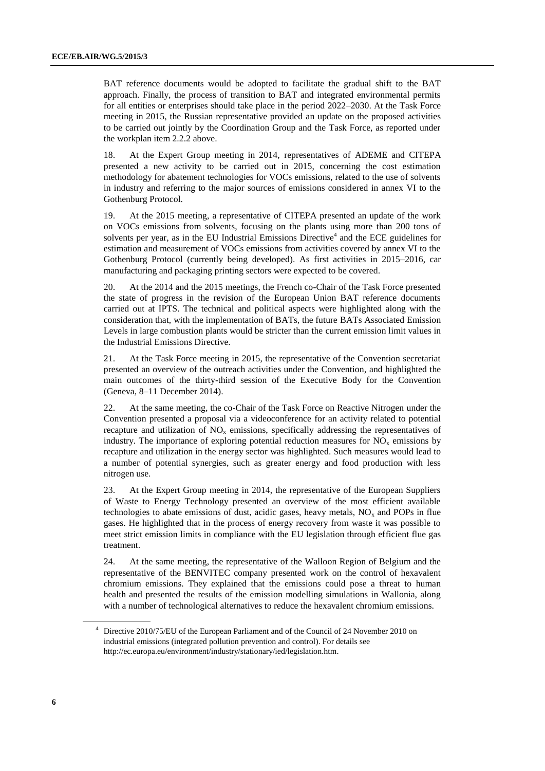BAT reference documents would be adopted to facilitate the gradual shift to the BAT approach. Finally, the process of transition to BAT and integrated environmental permits for all entities or enterprises should take place in the period 2022–2030. At the Task Force meeting in 2015, the Russian representative provided an update on the proposed activities to be carried out jointly by the Coordination Group and the Task Force, as reported under the workplan item 2.2.2 above.

18. At the Expert Group meeting in 2014, representatives of ADEME and CITEPA presented a new activity to be carried out in 2015, concerning the cost estimation methodology for abatement technologies for VOCs emissions, related to the use of solvents in industry and referring to the major sources of emissions considered in annex VI to the Gothenburg Protocol.

19. At the 2015 meeting, a representative of CITEPA presented an update of the work on VOCs emissions from solvents, focusing on the plants using more than 200 tons of solvents per year, as in the EU Industrial Emissions Directive[4] and the ECE guidelines for estimation and measurement of VOCs emissions from activities covered by annex VI to the Gothenburg Protocol (currently being developed). As first activities in 2015–2016, car manufacturing and packaging printing sectors were expected to be covered.

20. At the 2014 and the 2015 meetings, the French co-Chair of the Task Force presented the state of progress in the revision of the European Union BAT reference documents carried out at IPTS. The technical and political aspects were highlighted along with the consideration that, with the implementation of BATs, the future BATs Associated Emission Levels in large combustion plants would be stricter than the current emission limit values in the Industrial Emissions Directive.

21. At the Task Force meeting in 2015, the representative of the Convention secretariat presented an overview of the outreach activities under the Convention, and highlighted the main outcomes of the thirty-third session of the Executive Body for the Convention (Geneva, 8–11 December 2014).

22. At the same meeting, the co-Chair of the Task Force on Reactive Nitrogen under the Convention presented a proposal via a videoconference for an activity related to potential recapture and utilization of $NO_x$ emissions, specifically addressing the representatives of industry. The importance of exploring potential reduction measures for $NO_x$ emissions by recapture and utilization in the energy sector was highlighted. Such measures would lead to a number of potential synergies, such as greater energy and food production with less nitrogen use.

23. At the Expert Group meeting in 2014, the representative of the European Suppliers of Waste to Energy Technology presented an overview of the most efficient available technologies to abate emissions of dust, acidic gases, heavy metals, $NO_x$ and POPs in flue gases. He highlighted that in the process of energy recovery from waste it was possible to meet strict emission limits in compliance with the EU legislation through efficient flue gas treatment.

24. At the same meeting, the representative of the Walloon Region of Belgium and the representative of the BENVITEC company presented work on the control of hexavalent chromium emissions. They explained that the emissions could pose a threat to human health and presented the results of the emission modelling simulations in Wallonia, along with a number of technological alternatives to reduce the hexavalent chromium emissions.

[4] Directive 2010/75/EU of the European Parliament and of the Council of 24 November 2010 on industrial emissions (integrated pollution prevention and control). For details see http://ec.europa.eu/environment/industry/stationary/ied/legislation.htm.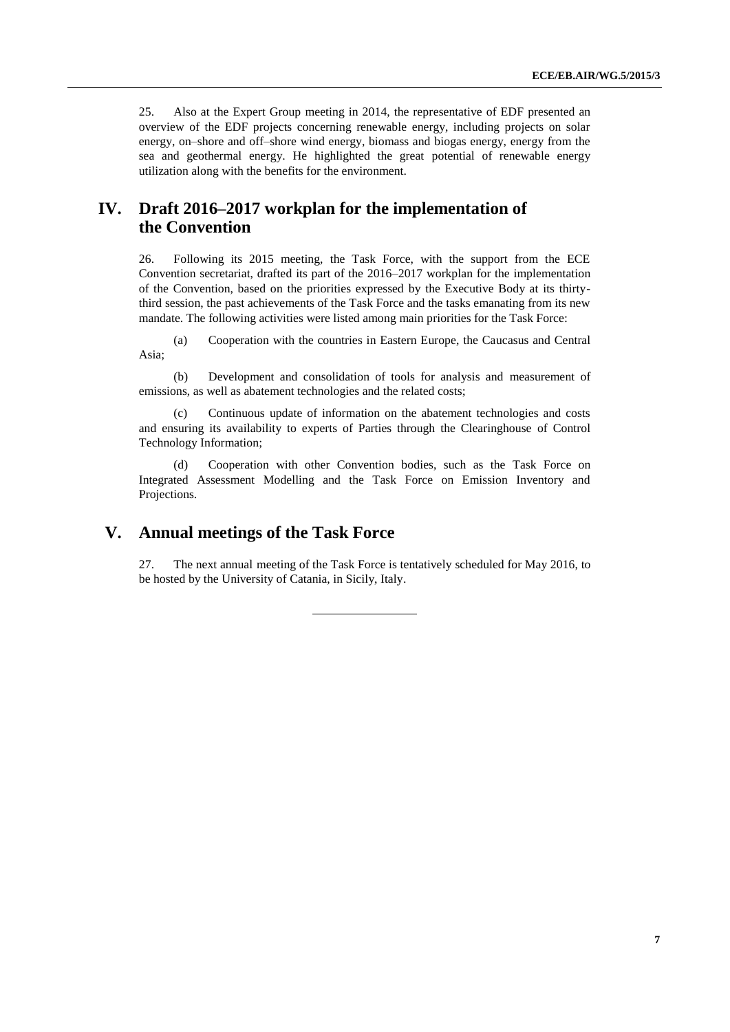25. Also at the Expert Group meeting in 2014, the representative of EDF presented an overview of the EDF projects concerning renewable energy, including projects on solar energy, on–shore and off–shore wind energy, biomass and biogas energy, energy from the sea and geothermal energy. He highlighted the great potential of renewable energy utilization along with the benefits for the environment.

# IV. Draft 2016–2017 workplan for the implementation of the Convention

26. Following its 2015 meeting, the Task Force, with the support from the ECE Convention secretariat, drafted its part of the 2016–2017 workplan for the implementation of the Convention, based on the priorities expressed by the Executive Body at its thirty-third session, the past achievements of the Task Force and the tasks emanating from its new mandate. The following activities were listed among main priorities for the Task Force:

(a) Cooperation with the countries in Eastern Europe, the Caucasus and Central Asia;

(b) Development and consolidation of tools for analysis and measurement of emissions, as well as abatement technologies and the related costs;

(c) Continuous update of information on the abatement technologies and costs and ensuring its availability to experts of Parties through the Clearinghouse of Control Technology Information;

(d) Cooperation with other Convention bodies, such as the Task Force on Integrated Assessment Modelling and the Task Force on Emission Inventory and Projections.

# V. Annual meetings of the Task Force

27. The next annual meeting of the Task Force is tentatively scheduled for May 2016, to be hosted by the University of Catania, in Sicily, Italy.